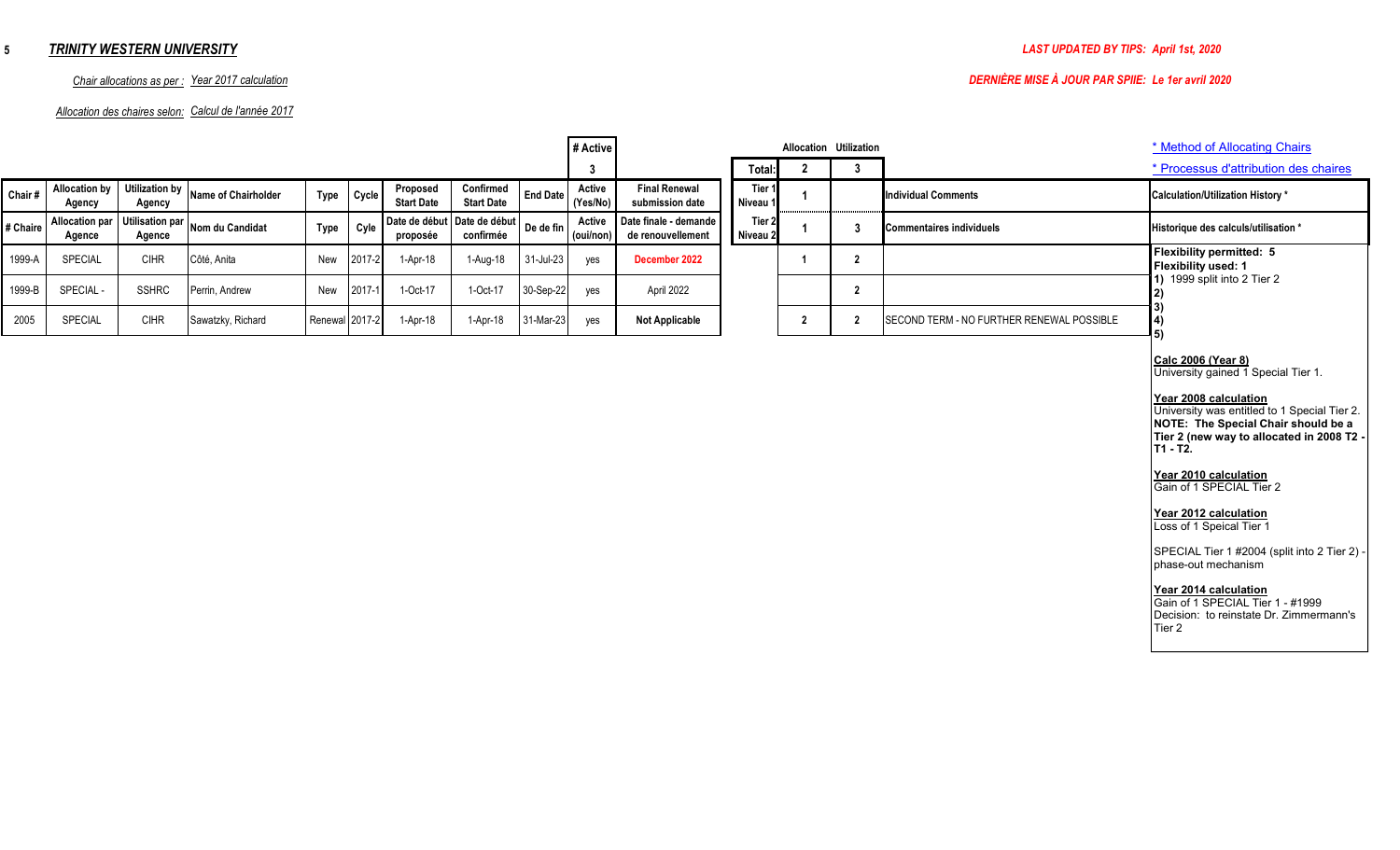5 ***TRINITY WESTERN UNIVERSITY***

***LAST UPDATED BY TIPS: April 1st, 2020***

***DERNIÈRE MISE À JOUR PAR SPIIE: Le 1er avril 2020***

*Chair allocations as per :* *Year 2017 calculation*

*Allocation des chaires selon:* *Calcul de l'année 2017*

| | # Active |
|---|---|
| | 3 |

| | Allocation | Utilization |
|---|---|---|
| **Total:** | 2 | 3 |
| **Tier 1** / **Niveau 1** | 1 | |
| **Tier 2** / **Niveau 2** | 1 | 3 |

[* Method of Allocating Chairs](#)

[* Processus d'attribution des chaires](#)

| Chair # / # Chaire | Allocation by Agency / Allocation par Agence | Utilization by Agency / Utilisation par Agence | Name of Chairholder / Nom du Candidat | Type / Type | Cycle / Cyle | Proposed Start Date / Date de début proposée | Confirmed Start Date / Date de début confirmée | End Date / De de fin | Active (Yes/No) / Active (oui/non) | Final Renewal submission date / Date finale - demande de renouvellement | Allocation | Utilization | Individual Comments / Commentaires individuels |
|---|---|---|---|---|---|---|---|---|---|---|---|---|---|
| 1999-A | SPECIAL | CIHR | Côté, Anita | New | 2017-2 | 1-Apr-18 | 1-Aug-18 | 31-Jul-23 | yes | **December 2022** | 1 | 2 | |
| 1999-B | SPECIAL - | SSHRC | Perrin, Andrew | New | 2017-1 | 1-Oct-17 | 1-Oct-17 | 30-Sep-22 | yes | April 2022 | | 2 | |
| 2005 | SPECIAL | CIHR | Sawatzky, Richard | Renewal | 2017-2 | 1-Apr-18 | 1-Apr-18 | 31-Mar-23 | yes | **Not Applicable** | 2 | 2 | SECOND TERM - NO FURTHER RENEWAL POSSIBLE |

**Calculation/Utilization History ***

**Historique des calculs/utilisation ***

**Flexibility permitted: 5**
**Flexibility used: 1**
**1)** 1999 split into 2 Tier 2
**2)**
**3)**
**4)**
**5)**

**Calc 2006 (Year 8)**
University gained 1 Special Tier 1.

**Year 2008 calculation**
University was entitled to 1 Special Tier 2.
**NOTE: The Special Chair should be a Tier 2 (new way to allocated in 2008 T2 - T1 - T2.**

**Year 2010 calculation**
Gain of 1 SPECIAL Tier 2

**Year 2012 calculation**
Loss of 1 Speical Tier 1

SPECIAL Tier 1 #2004 (split into 2 Tier 2) - phase-out mechanism

**Year 2014 calculation**
Gain of 1 SPECIAL Tier 1 - #1999
Decision: to reinstate Dr. Zimmermann's Tier 2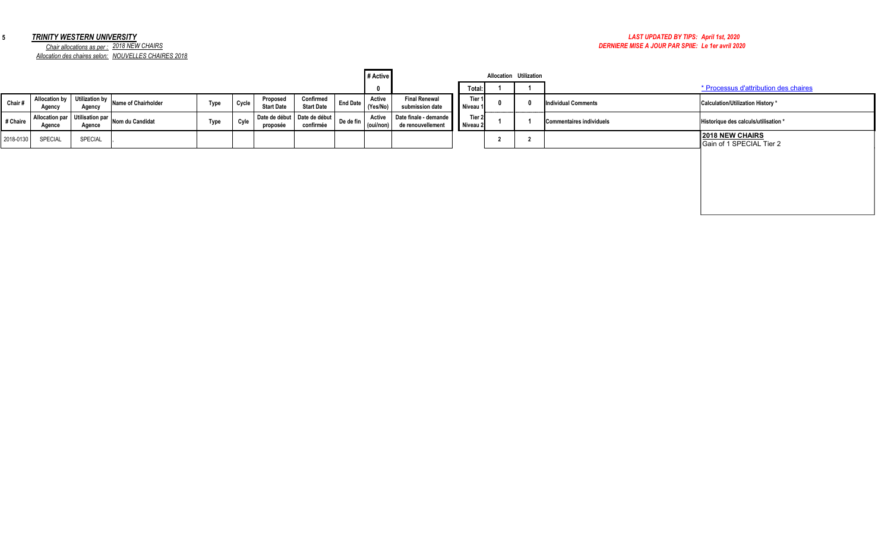5

***TRINITY WESTERN UNIVERSITY***

*Chair allocations as per : 2018 NEW CHAIRS*

*Allocation des chaires selon: NOUVELLES CHAIRES 2018*

***LAST UPDATED BY TIPS: April 1st, 2020***

***DERNIERE MISE A JOUR PAR SPIIE: Le 1er avril 2020***

| | | | | | | | | | # Active | | | Allocation | Utilization |
|---|---|---|---|---|---|---|---|---|---|---|---|---|---|
| | | | | | | | | | 0 | | Total: | 1 | 1 |

[* Processus d'attribution des chaires]

| Chair # / # Chaire | Allocation by Agency / Allocation par Agence | Utilization by Agency / Utilisation par Agence | Name of Chairholder / Nom du Candidat | Type / Type | Cycle / Cyle | Proposed Start Date / Date de début proposée | Confirmed Start Date / Date de début confirmée | End Date / De de fin | Active (Yes/No) / Active (oui/non) | Final Renewal submission date / Date finale - demande de renouvellement |
|---|---|---|---|---|---|---|---|---|---|---|
| 2018-0130 | SPECIAL | SPECIAL | . | | | | | | | |

| | Allocation | Utilization |
|---|---|---|
| Tier 1 / Niveau 1 | 0 | 0 |
| Tier 2 / Niveau 2 | 1 | 1 |
| | 2 | 2 |

**Individual Comments / Commentaires individuels**

**Calculation/Utilization History * / Historique des calculs/utilisation ***

**2018 NEW CHAIRS**

Gain of 1 SPECIAL Tier 2